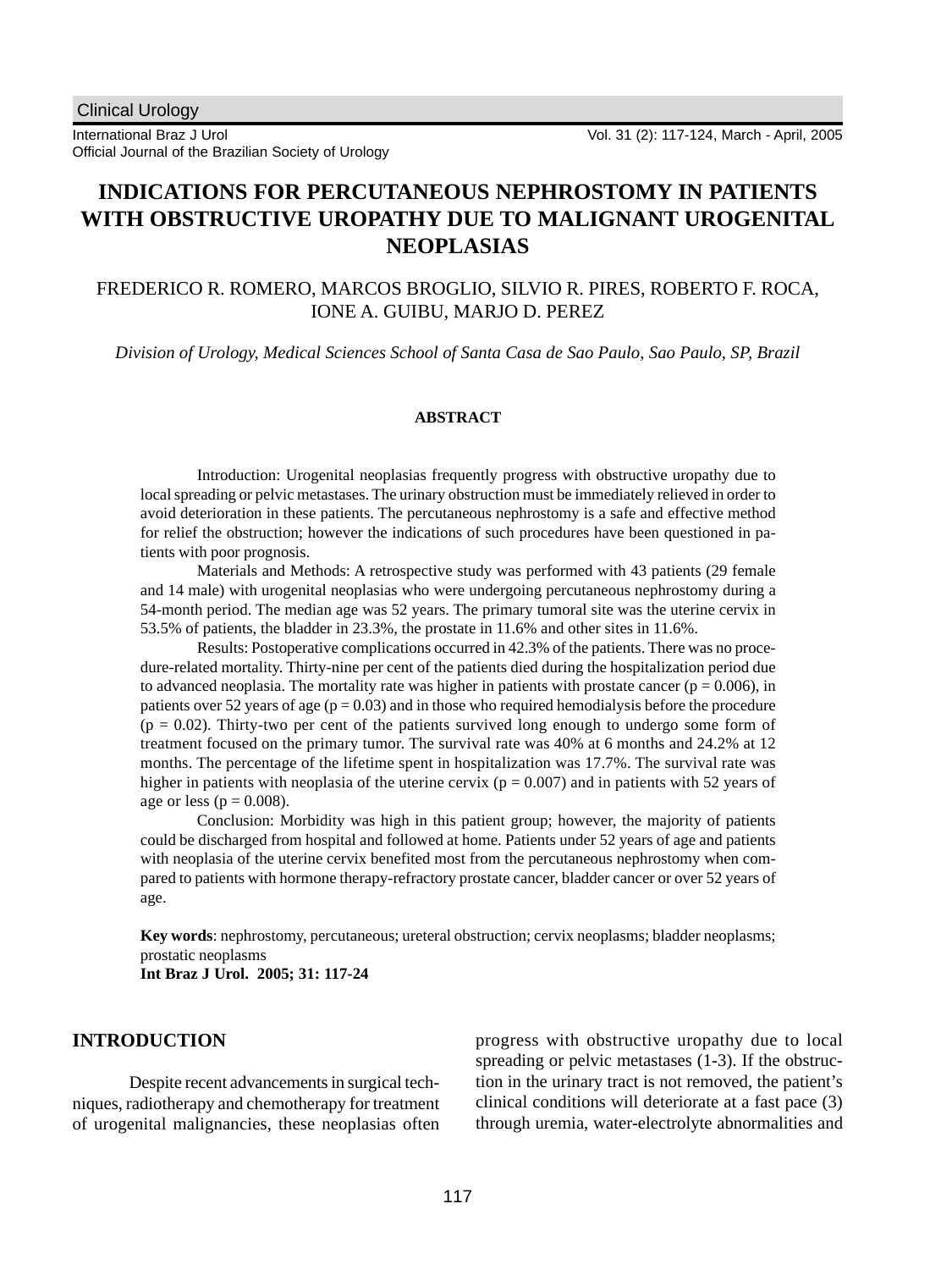Clinical Urology

International Braz J Urol
Official Journal of the Brazilian Society of Urology

# INDICATIONS FOR PERCUTANEOUS NEPHROSTOMY IN PATIENTS WITH OBSTRUCTIVE UROPATHY DUE TO MALIGNANT UROGENITAL NEOPLASIAS

FREDERICO R. ROMERO, MARCOS BROGLIO, SILVIO R. PIRES, ROBERTO F. ROCA, IONE A. GUIBU, MARJO D. PEREZ

*Division of Urology, Medical Sciences School of Santa Casa de Sao Paulo, Sao Paulo, SP, Brazil*

## ABSTRACT

Introduction: Urogenital neoplasias frequently progress with obstructive uropathy due to local spreading or pelvic metastases. The urinary obstruction must be immediately relieved in order to avoid deterioration in these patients. The percutaneous nephrostomy is a safe and effective method for relief the obstruction; however the indications of such procedures have been questioned in patients with poor prognosis.

Materials and Methods: A retrospective study was performed with 43 patients (29 female and 14 male) with urogenital neoplasias who were undergoing percutaneous nephrostomy during a 54-month period. The median age was 52 years. The primary tumoral site was the uterine cervix in 53.5% of patients, the bladder in 23.3%, the prostate in 11.6% and other sites in 11.6%.

Results: Postoperative complications occurred in 42.3% of the patients. There was no procedure-related mortality. Thirty-nine per cent of the patients died during the hospitalization period due to advanced neoplasia. The mortality rate was higher in patients with prostate cancer ($p = 0.006$), in patients over 52 years of age ($p = 0.03$) and in those who required hemodialysis before the procedure ($p = 0.02$). Thirty-two per cent of the patients survived long enough to undergo some form of treatment focused on the primary tumor. The survival rate was 40% at 6 months and 24.2% at 12 months. The percentage of the lifetime spent in hospitalization was 17.7%. The survival rate was higher in patients with neoplasia of the uterine cervix ($p = 0.007$) and in patients with 52 years of age or less ($p = 0.008$).

Conclusion: Morbidity was high in this patient group; however, the majority of patients could be discharged from hospital and followed at home. Patients under 52 years of age and patients with neoplasia of the uterine cervix benefited most from the percutaneous nephrostomy when compared to patients with hormone therapy-refractory prostate cancer, bladder cancer or over 52 years of age.

**Key words**: nephrostomy, percutaneous; ureteral obstruction; cervix neoplasms; bladder neoplasms; prostatic neoplasms
**Int Braz J Urol. 2005; 31: 117-24**

## INTRODUCTION

Despite recent advancements in surgical techniques, radiotherapy and chemotherapy for treatment of urogenital malignancies, these neoplasias often progress with obstructive uropathy due to local spreading or pelvic metastases (1-3). If the obstruction in the urinary tract is not removed, the patient's clinical conditions will deteriorate at a fast pace (3) through uremia, water-electrolyte abnormalities and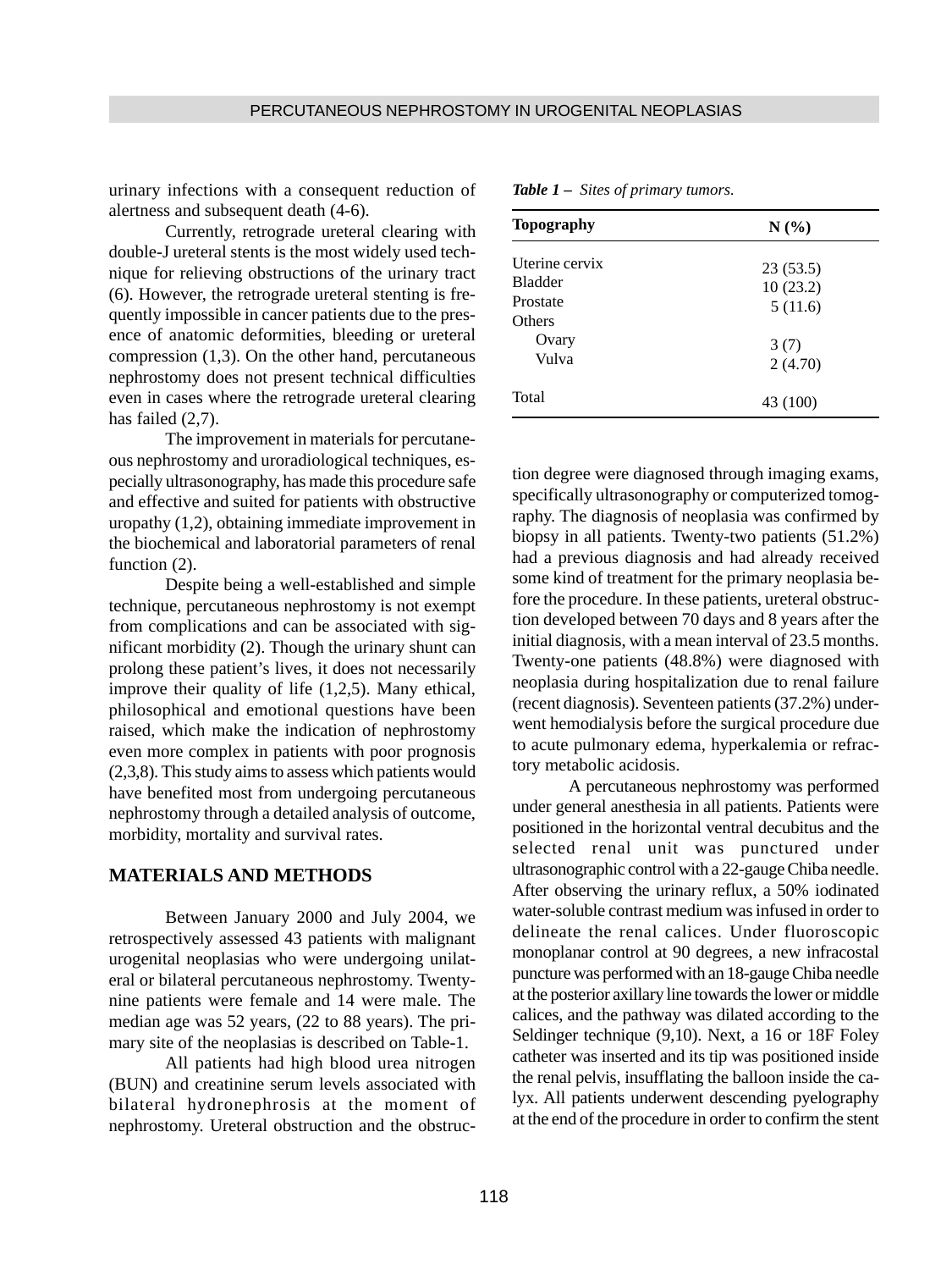urinary infections with a consequent reduction of alertness and subsequent death (4-6).

Currently, retrograde ureteral clearing with double-J ureteral stents is the most widely used technique for relieving obstructions of the urinary tract (6). However, the retrograde ureteral stenting is frequently impossible in cancer patients due to the presence of anatomic deformities, bleeding or ureteral compression (1,3). On the other hand, percutaneous nephrostomy does not present technical difficulties even in cases where the retrograde ureteral clearing has failed (2,7).

The improvement in materials for percutaneous nephrostomy and uroradiological techniques, especially ultrasonography, has made this procedure safe and effective and suited for patients with obstructive uropathy (1,2), obtaining immediate improvement in the biochemical and laboratorial parameters of renal function (2).

Despite being a well-established and simple technique, percutaneous nephrostomy is not exempt from complications and can be associated with significant morbidity (2). Though the urinary shunt can prolong these patient's lives, it does not necessarily improve their quality of life (1,2,5). Many ethical, philosophical and emotional questions have been raised, which make the indication of nephrostomy even more complex in patients with poor prognosis (2,3,8). This study aims to assess which patients would have benefited most from undergoing percutaneous nephrostomy through a detailed analysis of outcome, morbidity, mortality and survival rates.

## MATERIALS AND METHODS

Between January 2000 and July 2004, we retrospectively assessed 43 patients with malignant urogenital neoplasias who were undergoing unilateral or bilateral percutaneous nephrostomy. Twenty-nine patients were female and 14 were male. The median age was 52 years, (22 to 88 years). The primary site of the neoplasias is described on Table-1.

*Table 1 – Sites of primary tumors.*

| Topography | N (%) |
|---|---|
| Uterine cervix | 23 (53.5) |
| Bladder | 10 (23.2) |
| Prostate | 5 (11.6) |
| Others | |
| Ovary | 3 (7) |
| Vulva | 2 (4.70) |
| Total | 43 (100) |

All patients had high blood urea nitrogen (BUN) and creatinine serum levels associated with bilateral hydronephrosis at the moment of nephrostomy. Ureteral obstruction and the obstruction degree were diagnosed through imaging exams, specifically ultrasonography or computerized tomography. The diagnosis of neoplasia was confirmed by biopsy in all patients. Twenty-two patients (51.2%) had a previous diagnosis and had already received some kind of treatment for the primary neoplasia before the procedure. In these patients, ureteral obstruction developed between 70 days and 8 years after the initial diagnosis, with a mean interval of 23.5 months. Twenty-one patients (48.8%) were diagnosed with neoplasia during hospitalization due to renal failure (recent diagnosis). Seventeen patients (37.2%) underwent hemodialysis before the surgical procedure due to acute pulmonary edema, hyperkalemia or refractory metabolic acidosis.

A percutaneous nephrostomy was performed under general anesthesia in all patients. Patients were positioned in the horizontal ventral decubitus and the selected renal unit was punctured under ultrasonographic control with a 22-gauge Chiba needle. After observing the urinary reflux, a 50% iodinated water-soluble contrast medium was infused in order to delineate the renal calices. Under fluoroscopic monoplanar control at 90 degrees, a new infracostal puncture was performed with an 18-gauge Chiba needle at the posterior axillary line towards the lower or middle calices, and the pathway was dilated according to the Seldinger technique (9,10). Next, a 16 or 18F Foley catheter was inserted and its tip was positioned inside the renal pelvis, insufflating the balloon inside the calyx. All patients underwent descending pyelography at the end of the procedure in order to confirm the stent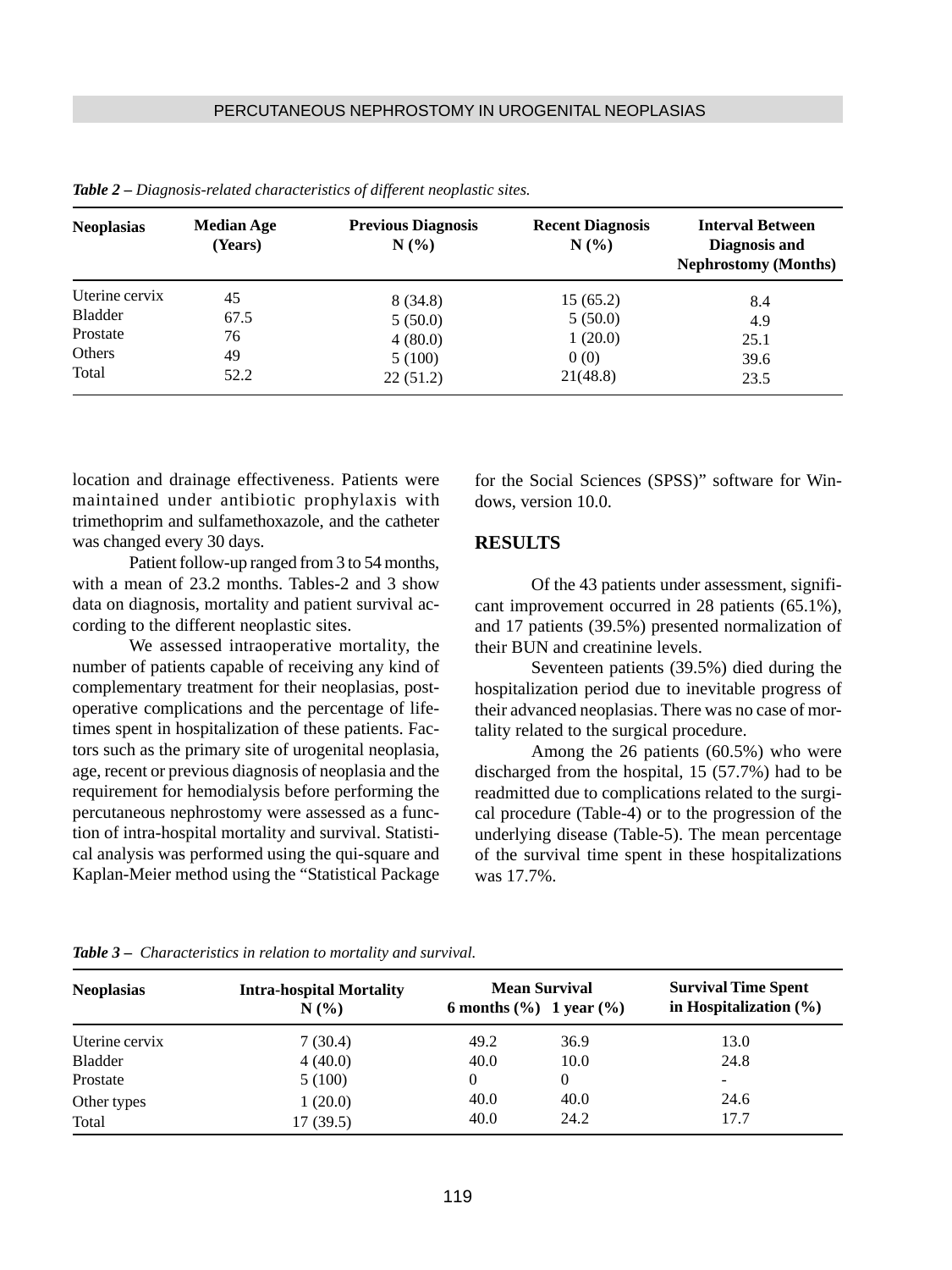*Table 2 – Diagnosis-related characteristics of different neoplastic sites.*

| Neoplasias | Median Age (Years) | Previous Diagnosis N (%) | Recent Diagnosis N (%) | Interval Between Diagnosis and Nephrostomy (Months) |
|---|---|---|---|---|
| Uterine cervix | 45 | 8 (34.8) | 15 (65.2) | 8.4 |
| Bladder | 67.5 | 5 (50.0) | 5 (50.0) | 4.9 |
| Prostate | 76 | 4 (80.0) | 1 (20.0) | 25.1 |
| Others | 49 | 5 (100) | 0 (0) | 39.6 |
| Total | 52.2 | 22 (51.2) | 21(48.8) | 23.5 |

location and drainage effectiveness. Patients were maintained under antibiotic prophylaxis with trimethoprim and sulfamethoxazole, and the catheter was changed every 30 days.

Patient follow-up ranged from 3 to 54 months, with a mean of 23.2 months. Tables-2 and 3 show data on diagnosis, mortality and patient survival according to the different neoplastic sites.

We assessed intraoperative mortality, the number of patients capable of receiving any kind of complementary treatment for their neoplasias, postoperative complications and the percentage of lifetimes spent in hospitalization of these patients. Factors such as the primary site of urogenital neoplasia, age, recent or previous diagnosis of neoplasia and the requirement for hemodialysis before performing the percutaneous nephrostomy were assessed as a function of intra-hospital mortality and survival. Statistical analysis was performed using the qui-square and Kaplan-Meier method using the "Statistical Package for the Social Sciences (SPSS)" software for Windows, version 10.0.

## RESULTS

Of the 43 patients under assessment, significant improvement occurred in 28 patients (65.1%), and 17 patients (39.5%) presented normalization of their BUN and creatinine levels.

Seventeen patients (39.5%) died during the hospitalization period due to inevitable progress of their advanced neoplasias. There was no case of mortality related to the surgical procedure.

Among the 26 patients (60.5%) who were discharged from the hospital, 15 (57.7%) had to be readmitted due to complications related to the surgical procedure (Table-4) or to the progression of the underlying disease (Table-5). The mean percentage of the survival time spent in these hospitalizations was 17.7%.

*Table 3 – Characteristics in relation to mortality and survival.*

| Neoplasias | Intra-hospital Mortality N (%) | Mean Survival | | Survival Time Spent in Hospitalization (%) |
|---|---|---|---|---|
| | | 6 months (%) | 1 year (%) | |
| Uterine cervix | 7 (30.4) | 49.2 | 36.9 | 13.0 |
| Bladder | 4 (40.0) | 40.0 | 10.0 | 24.8 |
| Prostate | 5 (100) | 0 | 0 | - |
| Other types | 1 (20.0) | 40.0 | 40.0 | 24.6 |
| Total | 17 (39.5) | 40.0 | 24.2 | 17.7 |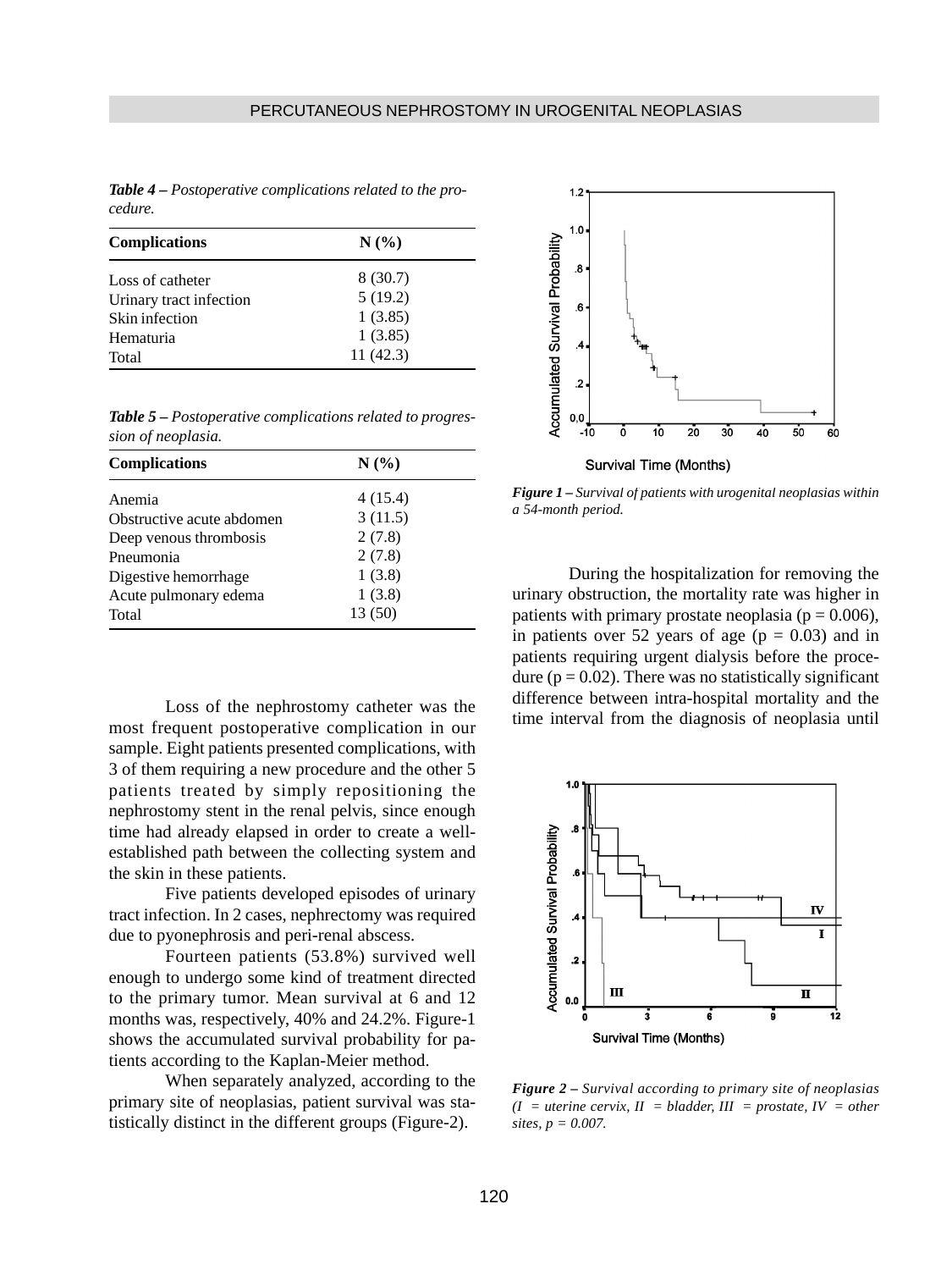***Table 4** – Postoperative complications related to the procedure.*

| Complications | N (%) |
|---|---|
| Loss of catheter | 8 (30.7) |
| Urinary tract infection | 5 (19.2) |
| Skin infection | 1 (3.85) |
| Hematuria | 1 (3.85) |
| Total | 11 (42.3) |

***Table 5** – Postoperative complications related to progression of neoplasia.*

| Complications | N (%) |
|---|---|
| Anemia | 4 (15.4) |
| Obstructive acute abdomen | 3 (11.5) |
| Deep venous thrombosis | 2 (7.8) |
| Pneumonia | 2 (7.8) |
| Digestive hemorrhage | 1 (3.8) |
| Acute pulmonary edema | 1 (3.8) |
| Total | 13 (50) |

Loss of the nephrostomy catheter was the most frequent postoperative complication in our sample. Eight patients presented complications, with 3 of them requiring a new procedure and the other 5 patients treated by simply repositioning the nephrostomy stent in the renal pelvis, since enough time had already elapsed in order to create a well-established path between the collecting system and the skin in these patients.

Five patients developed episodes of urinary tract infection. In 2 cases, nephrectomy was required due to pyonephrosis and peri-renal abscess.

Fourteen patients (53.8%) survived well enough to undergo some kind of treatment directed to the primary tumor. Mean survival at 6 and 12 months was, respectively, 40% and 24.2%. Figure-1 shows the accumulated survival probability for patients according to the Kaplan-Meier method.

When separately analyzed, according to the primary site of neoplasias, patient survival was statistically distinct in the different groups (Figure-2).

***Figure 1** – Survival of patients with urogenital neoplasias within a 54-month period.*

During the hospitalization for removing the urinary obstruction, the mortality rate was higher in patients with primary prostate neoplasia ($p = 0.006$), in patients over 52 years of age ($p = 0.03$) and in patients requiring urgent dialysis before the procedure ($p = 0.02$). There was no statistically significant difference between intra-hospital mortality and the time interval from the diagnosis of neoplasia until

***Figure 2** – Survival according to primary site of neoplasias (I = uterine cervix, II = bladder, III = prostate, IV = other sites, p = 0.007.*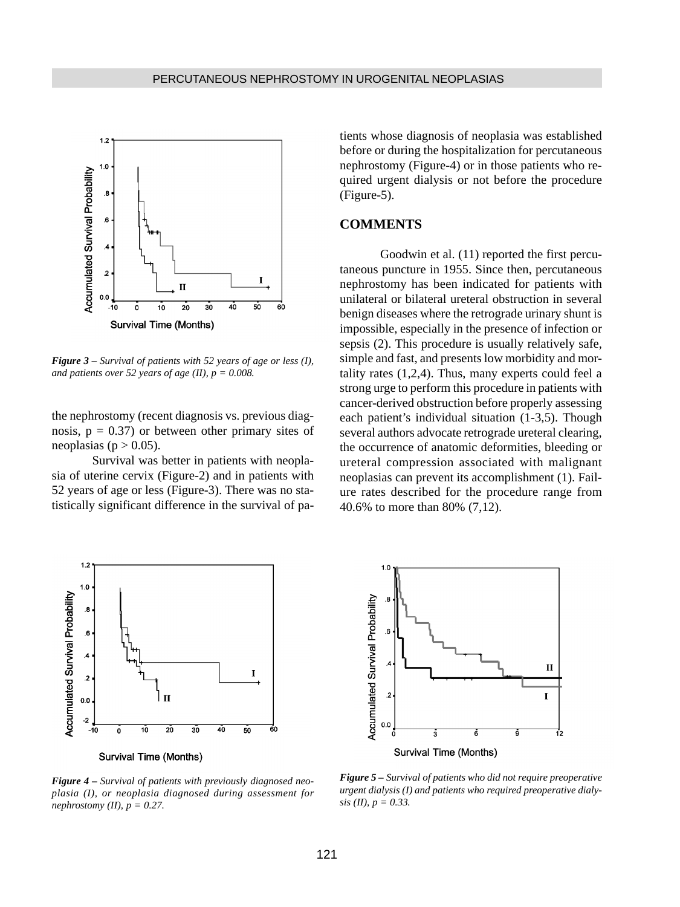*Figure 3 – Survival of patients with 52 years of age or less (I), and patients over 52 years of age (II), p = 0.008.*

the nephrostomy (recent diagnosis vs. previous diagnosis, p = 0.37) or between other primary sites of neoplasias (p > 0.05).

Survival was better in patients with neoplasia of uterine cervix (Figure-2) and in patients with 52 years of age or less (Figure-3). There was no statistically significant difference in the survival of patients whose diagnosis of neoplasia was established before or during the hospitalization for percutaneous nephrostomy (Figure-4) or in those patients who required urgent dialysis or not before the procedure (Figure-5).

## COMMENTS

Goodwin et al. (11) reported the first percutaneous puncture in 1955. Since then, percutaneous nephrostomy has been indicated for patients with unilateral or bilateral ureteral obstruction in several benign diseases where the retrograde urinary shunt is impossible, especially in the presence of infection or sepsis (2). This procedure is usually relatively safe, simple and fast, and presents low morbidity and mortality rates (1,2,4). Thus, many experts could feel a strong urge to perform this procedure in patients with cancer-derived obstruction before properly assessing each patient's individual situation (1-3,5). Though several authors advocate retrograde ureteral clearing, the occurrence of anatomic deformities, bleeding or ureteral compression associated with malignant neoplasias can prevent its accomplishment (1). Failure rates described for the procedure range from 40.6% to more than 80% (7,12).

*Figure 4 – Survival of patients with previously diagnosed neoplasia (I), or neoplasia diagnosed during assessment for nephrostomy (II), p = 0.27.*

*Figure 5 – Survival of patients who did not require preoperative urgent dialysis (I) and patients who required preoperative dialysis (II), p = 0.33.*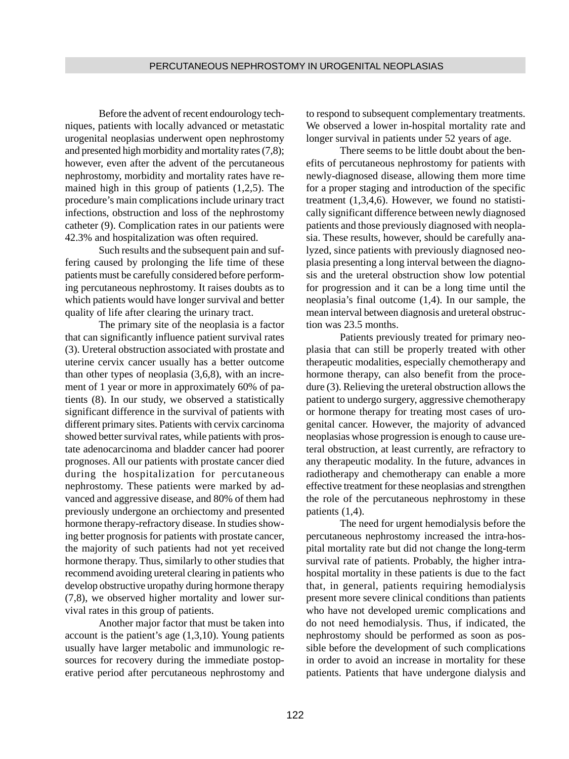Before the advent of recent endourology techniques, patients with locally advanced or metastatic urogenital neoplasias underwent open nephrostomy and presented high morbidity and mortality rates (7,8); however, even after the advent of the percutaneous nephrostomy, morbidity and mortality rates have remained high in this group of patients (1,2,5). The procedure's main complications include urinary tract infections, obstruction and loss of the nephrostomy catheter (9). Complication rates in our patients were 42.3% and hospitalization was often required.

Such results and the subsequent pain and suffering caused by prolonging the life time of these patients must be carefully considered before performing percutaneous nephrostomy. It raises doubts as to which patients would have longer survival and better quality of life after clearing the urinary tract.

The primary site of the neoplasia is a factor that can significantly influence patient survival rates (3). Ureteral obstruction associated with prostate and uterine cervix cancer usually has a better outcome than other types of neoplasia (3,6,8), with an increment of 1 year or more in approximately 60% of patients (8). In our study, we observed a statistically significant difference in the survival of patients with different primary sites. Patients with cervix carcinoma showed better survival rates, while patients with prostate adenocarcinoma and bladder cancer had poorer prognoses. All our patients with prostate cancer died during the hospitalization for percutaneous nephrostomy. These patients were marked by advanced and aggressive disease, and 80% of them had previously undergone an orchiectomy and presented hormone therapy-refractory disease. In studies showing better prognosis for patients with prostate cancer, the majority of such patients had not yet received hormone therapy. Thus, similarly to other studies that recommend avoiding ureteral clearing in patients who develop obstructive uropathy during hormone therapy (7,8), we observed higher mortality and lower survival rates in this group of patients.

Another major factor that must be taken into account is the patient's age (1,3,10). Young patients usually have larger metabolic and immunologic resources for recovery during the immediate postoperative period after percutaneous nephrostomy and to respond to subsequent complementary treatments. We observed a lower in-hospital mortality rate and longer survival in patients under 52 years of age.

There seems to be little doubt about the benefits of percutaneous nephrostomy for patients with newly-diagnosed disease, allowing them more time for a proper staging and introduction of the specific treatment (1,3,4,6). However, we found no statistically significant difference between newly diagnosed patients and those previously diagnosed with neoplasia. These results, however, should be carefully analyzed, since patients with previously diagnosed neoplasia presenting a long interval between the diagnosis and the ureteral obstruction show low potential for progression and it can be a long time until the neoplasia's final outcome (1,4). In our sample, the mean interval between diagnosis and ureteral obstruction was 23.5 months.

Patients previously treated for primary neoplasia that can still be properly treated with other therapeutic modalities, especially chemotherapy and hormone therapy, can also benefit from the procedure (3). Relieving the ureteral obstruction allows the patient to undergo surgery, aggressive chemotherapy or hormone therapy for treating most cases of urogenital cancer. However, the majority of advanced neoplasias whose progression is enough to cause ureteral obstruction, at least currently, are refractory to any therapeutic modality. In the future, advances in radiotherapy and chemotherapy can enable a more effective treatment for these neoplasias and strengthen the role of the percutaneous nephrostomy in these patients (1,4).

The need for urgent hemodialysis before the percutaneous nephrostomy increased the intra-hospital mortality rate but did not change the long-term survival rate of patients. Probably, the higher intra-hospital mortality in these patients is due to the fact that, in general, patients requiring hemodialysis present more severe clinical conditions than patients who have not developed uremic complications and do not need hemodialysis. Thus, if indicated, the nephrostomy should be performed as soon as possible before the development of such complications in order to avoid an increase in mortality for these patients. Patients that have undergone dialysis and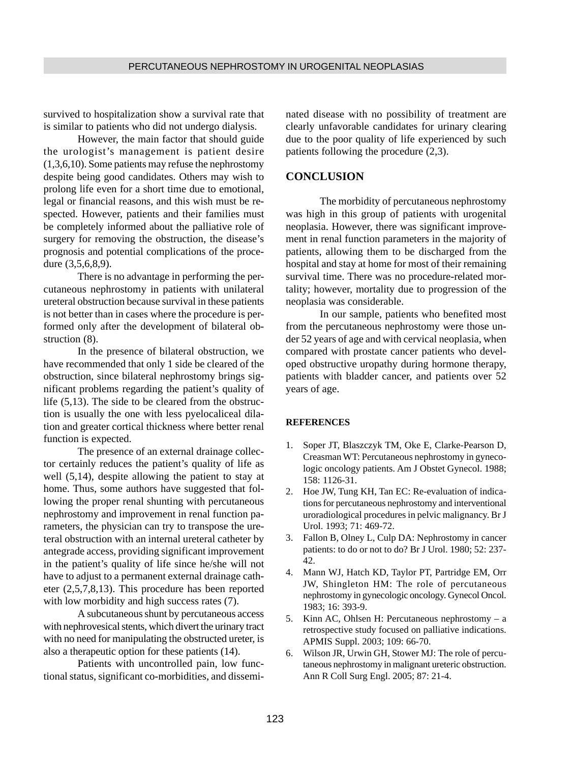survived to hospitalization show a survival rate that is similar to patients who did not undergo dialysis.

However, the main factor that should guide the urologist's management is patient desire (1,3,6,10). Some patients may refuse the nephrostomy despite being good candidates. Others may wish to prolong life even for a short time due to emotional, legal or financial reasons, and this wish must be respected. However, patients and their families must be completely informed about the palliative role of surgery for removing the obstruction, the disease's prognosis and potential complications of the procedure (3,5,6,8,9).

There is no advantage in performing the percutaneous nephrostomy in patients with unilateral ureteral obstruction because survival in these patients is not better than in cases where the procedure is performed only after the development of bilateral obstruction (8).

In the presence of bilateral obstruction, we have recommended that only 1 side be cleared of the obstruction, since bilateral nephrostomy brings significant problems regarding the patient's quality of life (5,13). The side to be cleared from the obstruction is usually the one with less pyelocaliceal dilation and greater cortical thickness where better renal function is expected.

The presence of an external drainage collector certainly reduces the patient's quality of life as well (5,14), despite allowing the patient to stay at home. Thus, some authors have suggested that following the proper renal shunting with percutaneous nephrostomy and improvement in renal function parameters, the physician can try to transpose the ureteral obstruction with an internal ureteral catheter by antegrade access, providing significant improvement in the patient's quality of life since he/she will not have to adjust to a permanent external drainage catheter (2,5,7,8,13). This procedure has been reported with low morbidity and high success rates (7).

A subcutaneous shunt by percutaneous access with nephrovesical stents, which divert the urinary tract with no need for manipulating the obstructed ureter, is also a therapeutic option for these patients (14).

Patients with uncontrolled pain, low functional status, significant co-morbidities, and disseminated disease with no possibility of treatment are clearly unfavorable candidates for urinary clearing due to the poor quality of life experienced by such patients following the procedure (2,3).

## CONCLUSION

The morbidity of percutaneous nephrostomy was high in this group of patients with urogenital neoplasia. However, there was significant improvement in renal function parameters in the majority of patients, allowing them to be discharged from the hospital and stay at home for most of their remaining survival time. There was no procedure-related mortality; however, mortality due to progression of the neoplasia was considerable.

In our sample, patients who benefited most from the percutaneous nephrostomy were those under 52 years of age and with cervical neoplasia, when compared with prostate cancer patients who developed obstructive uropathy during hormone therapy, patients with bladder cancer, and patients over 52 years of age.

### REFERENCES

1. Soper JT, Blaszczyk TM, Oke E, Clarke-Pearson D, Creasman WT: Percutaneous nephrostomy in gynecologic oncology patients. Am J Obstet Gynecol. 1988; 158: 1126-31.
2. Hoe JW, Tung KH, Tan EC: Re-evaluation of indications for percutaneous nephrostomy and interventional uroradiological procedures in pelvic malignancy. Br J Urol. 1993; 71: 469-72.
3. Fallon B, Olney L, Culp DA: Nephrostomy in cancer patients: to do or not to do? Br J Urol. 1980; 52: 237-42.
4. Mann WJ, Hatch KD, Taylor PT, Partridge EM, Orr JW, Shingleton HM: The role of percutaneous nephrostomy in gynecologic oncology. Gynecol Oncol. 1983; 16: 393-9.
5. Kinn AC, Ohlsen H: Percutaneous nephrostomy – a retrospective study focused on palliative indications. APMIS Suppl. 2003; 109: 66-70.
6. Wilson JR, Urwin GH, Stower MJ: The role of percutaneous nephrostomy in malignant ureteric obstruction. Ann R Coll Surg Engl. 2005; 87: 21-4.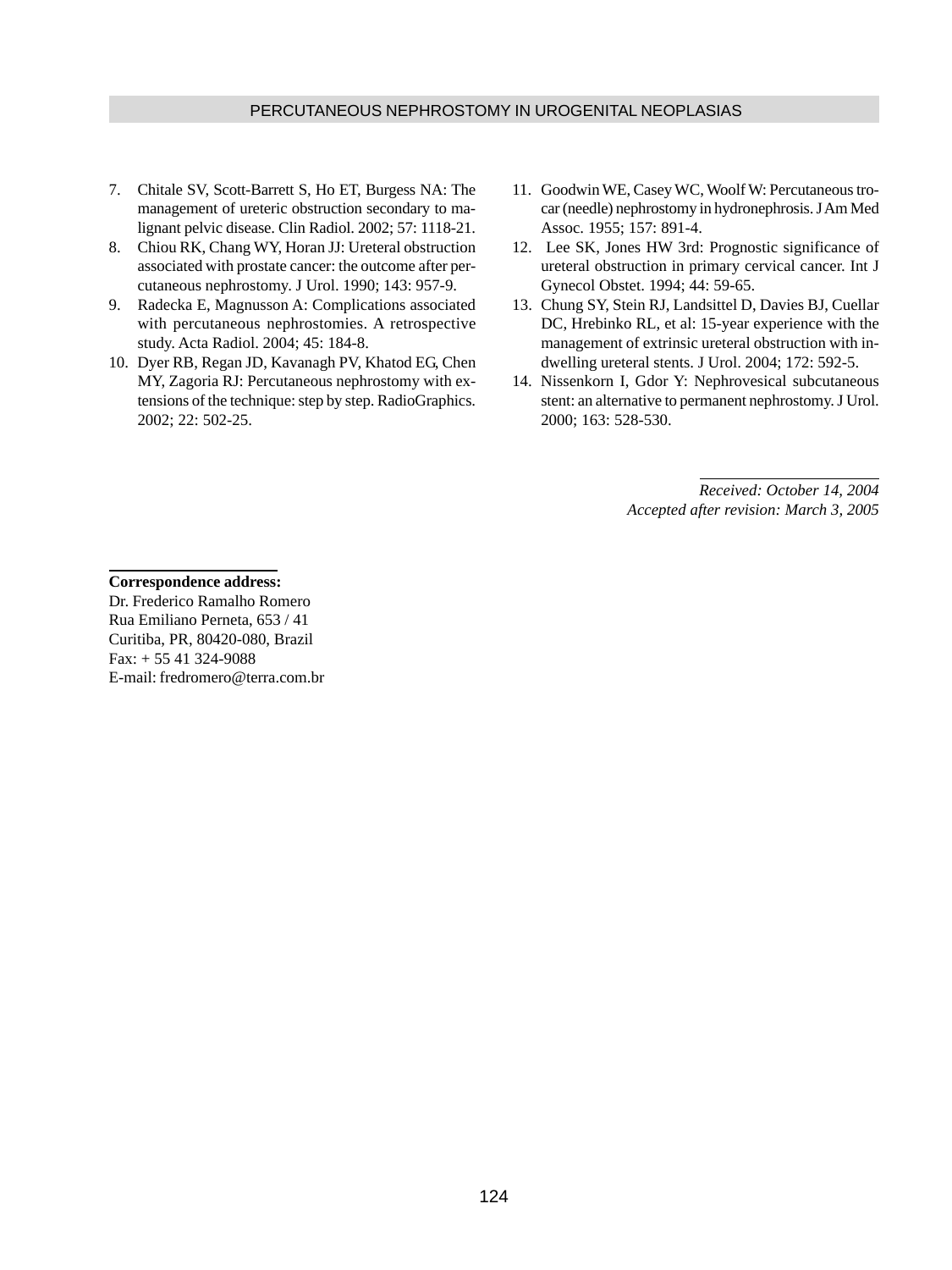7. Chitale SV, Scott-Barrett S, Ho ET, Burgess NA: The management of ureteric obstruction secondary to malignant pelvic disease. Clin Radiol. 2002; 57: 1118-21.
8. Chiou RK, Chang WY, Horan JJ: Ureteral obstruction associated with prostate cancer: the outcome after percutaneous nephrostomy. J Urol. 1990; 143: 957-9.
9. Radecka E, Magnusson A: Complications associated with percutaneous nephrostomies. A retrospective study. Acta Radiol. 2004; 45: 184-8.
10. Dyer RB, Regan JD, Kavanagh PV, Khatod EG, Chen MY, Zagoria RJ: Percutaneous nephrostomy with extensions of the technique: step by step. RadioGraphics. 2002; 22: 502-25.
11. Goodwin WE, Casey WC, Woolf W: Percutaneous trocar (needle) nephrostomy in hydronephrosis. J Am Med Assoc. 1955; 157: 891-4.
12. Lee SK, Jones HW 3rd: Prognostic significance of ureteral obstruction in primary cervical cancer. Int J Gynecol Obstet. 1994; 44: 59-65.
13. Chung SY, Stein RJ, Landsittel D, Davies BJ, Cuellar DC, Hrebinko RL, et al: 15-year experience with the management of extrinsic ureteral obstruction with indwelling ureteral stents. J Urol. 2004; 172: 592-5.
14. Nissenkorn I, Gdor Y: Nephrovesical subcutaneous stent: an alternative to permanent nephrostomy. J Urol. 2000; 163: 528-530.

*Received: October 14, 2004*
*Accepted after revision: March 3, 2005*

**Correspondence address:**
Dr. Frederico Ramalho Romero
Rua Emiliano Perneta, 653 / 41
Curitiba, PR, 80420-080, Brazil
Fax: + 55 41 324-9088
E-mail: fredromero@terra.com.br